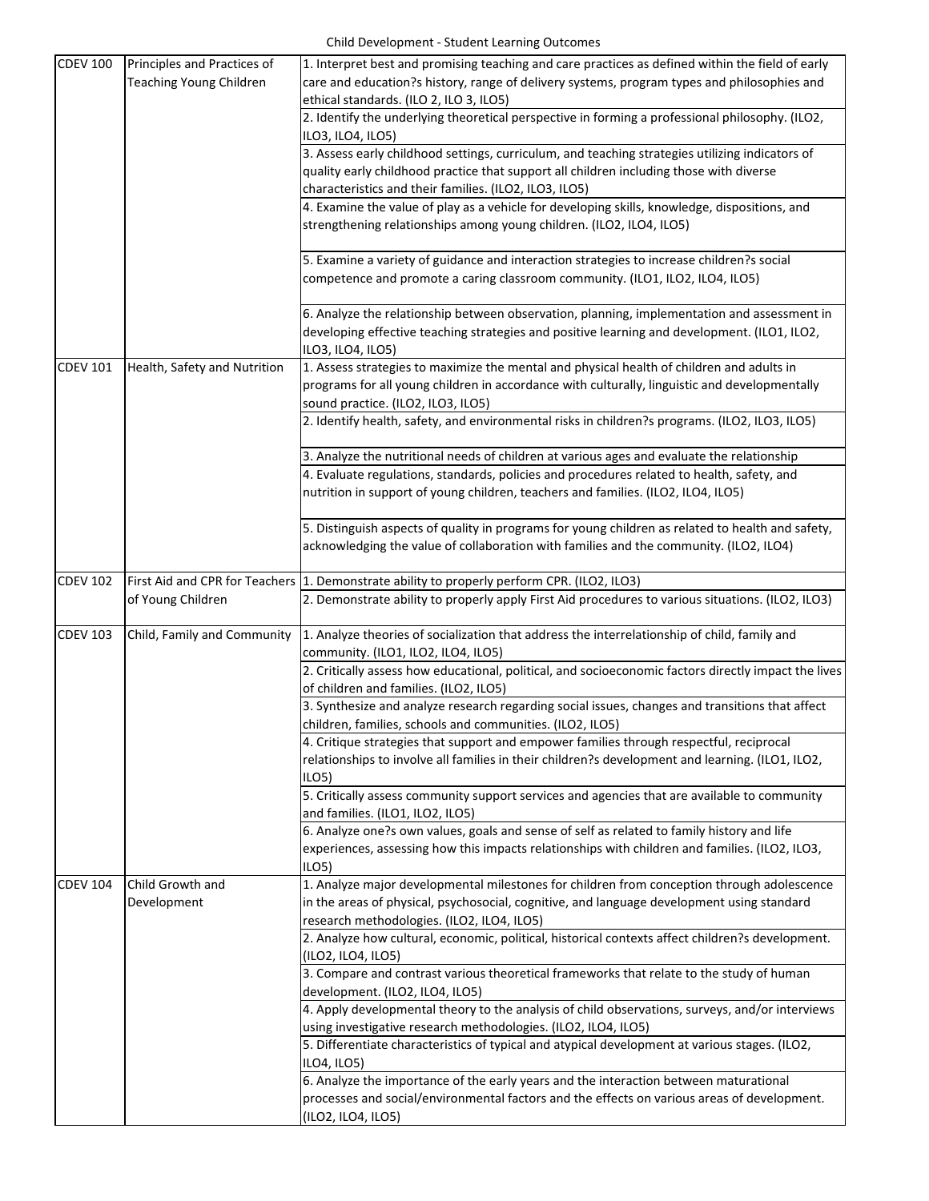# Child Development - Student Learning Outcomes

| | | |
|---|---|---|
| CDEV 100 | Principles and Practices of Teaching Young Children | 1. Interpret best and promising teaching and care practices as defined within the field of early care and education?s history, range of delivery systems, program types and philosophies and ethical standards. (ILO 2, ILO 3, ILO5) |
| | | 2. Identify the underlying theoretical perspective in forming a professional philosophy. (ILO2, ILO3, ILO4, ILO5) |
| | | 3. Assess early childhood settings, curriculum, and teaching strategies utilizing indicators of quality early childhood practice that support all children including those with diverse characteristics and their families. (ILO2, ILO3, ILO5) |
| | | 4. Examine the value of play as a vehicle for developing skills, knowledge, dispositions, and strengthening relationships among young children. (ILO2, ILO4, ILO5) |
| | | 5. Examine a variety of guidance and interaction strategies to increase children?s social competence and promote a caring classroom community. (ILO1, ILO2, ILO4, ILO5) |
| | | 6. Analyze the relationship between observation, planning, implementation and assessment in developing effective teaching strategies and positive learning and development. (ILO1, ILO2, ILO3, ILO4, ILO5) |
| CDEV 101 | Health, Safety and Nutrition | 1. Assess strategies to maximize the mental and physical health of children and adults in programs for all young children in accordance with culturally, linguistic and developmentally sound practice. (ILO2, ILO3, ILO5) |
| | | 2. Identify health, safety, and environmental risks in children?s programs. (ILO2, ILO3, ILO5) |
| | | 3. Analyze the nutritional needs of children at various ages and evaluate the relationship |
| | | 4. Evaluate regulations, standards, policies and procedures related to health, safety, and nutrition in support of young children, teachers and families. (ILO2, ILO4, ILO5) |
| | | 5. Distinguish aspects of quality in programs for young children as related to health and safety, acknowledging the value of collaboration with families and the community. (ILO2, ILO4) |
| CDEV 102 | First Aid and CPR for Teachers of Young Children | 1. Demonstrate ability to properly perform CPR. (ILO2, ILO3) |
| | | 2. Demonstrate ability to properly apply First Aid procedures to various situations. (ILO2, ILO3) |
| CDEV 103 | Child, Family and Community | 1. Analyze theories of socialization that address the interrelationship of child, family and community. (ILO1, ILO2, ILO4, ILO5) |
| | | 2. Critically assess how educational, political, and socioeconomic factors directly impact the lives of children and families. (ILO2, ILO5) |
| | | 3. Synthesize and analyze research regarding social issues, changes and transitions that affect children, families, schools and communities. (ILO2, ILO5) |
| | | 4. Critique strategies that support and empower families through respectful, reciprocal relationships to involve all families in their children?s development and learning. (ILO1, ILO2, ILO5) |
| | | 5. Critically assess community support services and agencies that are available to community and families. (ILO1, ILO2, ILO5) |
| | | 6. Analyze one?s own values, goals and sense of self as related to family history and life experiences, assessing how this impacts relationships with children and families. (ILO2, ILO3, ILO5) |
| CDEV 104 | Child Growth and Development | 1. Analyze major developmental milestones for children from conception through adolescence in the areas of physical, psychosocial, cognitive, and language development using standard research methodologies. (ILO2, ILO4, ILO5) |
| | | 2. Analyze how cultural, economic, political, historical contexts affect children?s development. (ILO2, ILO4, ILO5) |
| | | 3. Compare and contrast various theoretical frameworks that relate to the study of human development. (ILO2, ILO4, ILO5) |
| | | 4. Apply developmental theory to the analysis of child observations, surveys, and/or interviews using investigative research methodologies. (ILO2, ILO4, ILO5) |
| | | 5. Differentiate characteristics of typical and atypical development at various stages. (ILO2, ILO4, ILO5) |
| | | 6. Analyze the importance of the early years and the interaction between maturational processes and social/environmental factors and the effects on various areas of development. (ILO2, ILO4, ILO5) |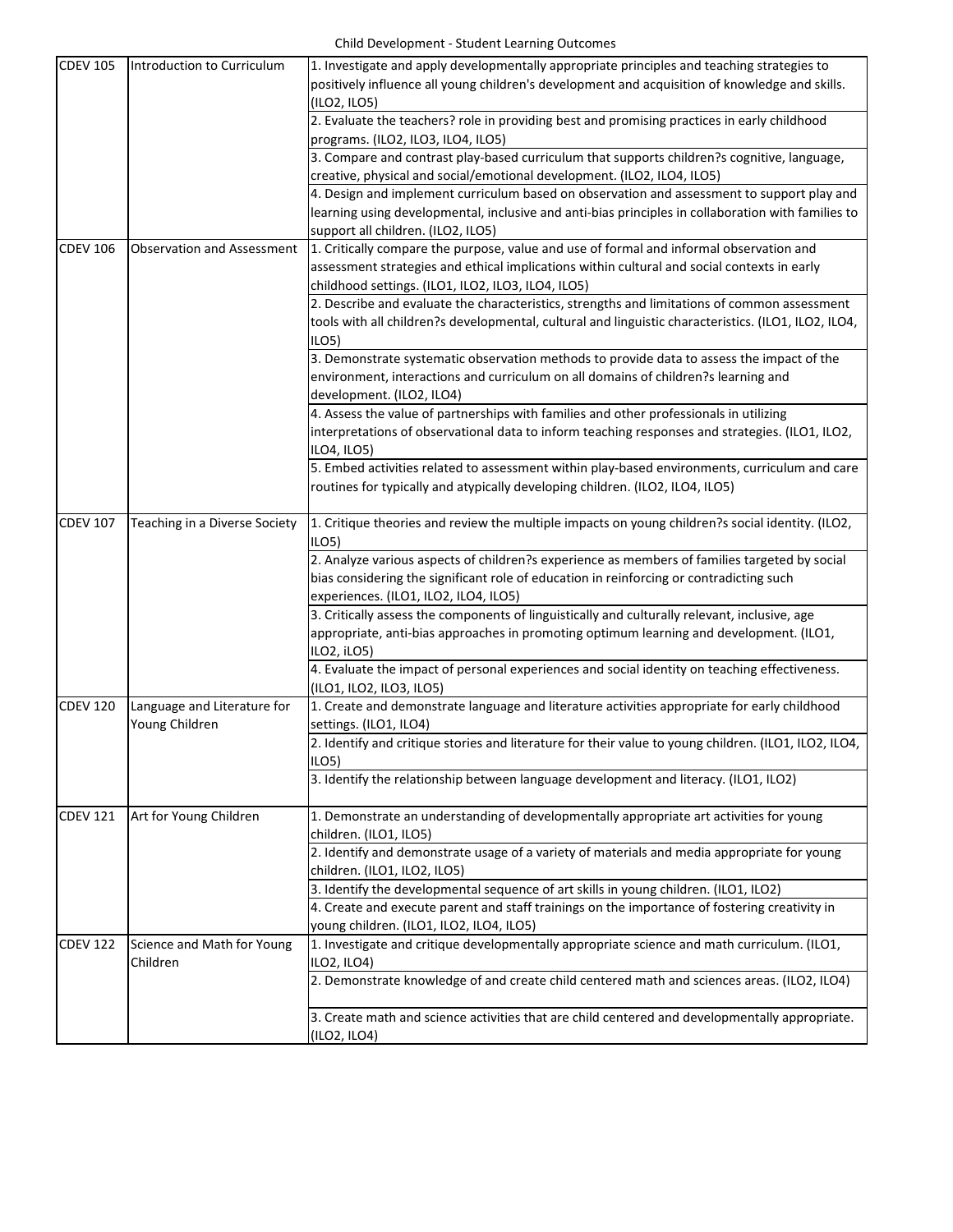Child Development - Student Learning Outcomes

| | | |
|---|---|---|
| CDEV 105 | Introduction to Curriculum | 1. Investigate and apply developmentally appropriate principles and teaching strategies to positively influence all young children's development and acquisition of knowledge and skills. (ILO2, ILO5) |
| | | 2. Evaluate the teachers? role in providing best and promising practices in early childhood programs. (ILO2, ILO3, ILO4, ILO5) |
| | | 3. Compare and contrast play-based curriculum that supports children?s cognitive, language, creative, physical and social/emotional development. (ILO2, ILO4, ILO5) |
| | | 4. Design and implement curriculum based on observation and assessment to support play and learning using developmental, inclusive and anti-bias principles in collaboration with families to support all children. (ILO2, ILO5) |
| CDEV 106 | Observation and Assessment | 1. Critically compare the purpose, value and use of formal and informal observation and assessment strategies and ethical implications within cultural and social contexts in early childhood settings. (ILO1, ILO2, ILO3, ILO4, ILO5) |
| | | 2. Describe and evaluate the characteristics, strengths and limitations of common assessment tools with all children?s developmental, cultural and linguistic characteristics. (ILO1, ILO2, ILO4, ILO5) |
| | | 3. Demonstrate systematic observation methods to provide data to assess the impact of the environment, interactions and curriculum on all domains of children?s learning and development. (ILO2, ILO4) |
| | | 4. Assess the value of partnerships with families and other professionals in utilizing interpretations of observational data to inform teaching responses and strategies. (ILO1, ILO2, ILO4, ILO5) |
| | | 5. Embed activities related to assessment within play-based environments, curriculum and care routines for typically and atypically developing children. (ILO2, ILO4, ILO5) |
| CDEV 107 | Teaching in a Diverse Society | 1. Critique theories and review the multiple impacts on young children?s social identity. (ILO2, ILO5) |
| | | 2. Analyze various aspects of children?s experience as members of families targeted by social bias considering the significant role of education in reinforcing or contradicting such experiences. (ILO1, ILO2, ILO4, ILO5) |
| | | 3. Critically assess the components of linguistically and culturally relevant, inclusive, age appropriate, anti-bias approaches in promoting optimum learning and development. (ILO1, ILO2, iLO5) |
| | | 4. Evaluate the impact of personal experiences and social identity on teaching effectiveness. (ILO1, ILO2, ILO3, ILO5) |
| CDEV 120 | Language and Literature for Young Children | 1. Create and demonstrate language and literature activities appropriate for early childhood settings. (ILO1, ILO4) |
| | | 2. Identify and critique stories and literature for their value to young children. (ILO1, ILO2, ILO4, ILO5) |
| | | 3. Identify the relationship between language development and literacy. (ILO1, ILO2) |
| CDEV 121 | Art for Young Children | 1. Demonstrate an understanding of developmentally appropriate art activities for young children. (ILO1, ILO5) |
| | | 2. Identify and demonstrate usage of a variety of materials and media appropriate for young children. (ILO1, ILO2, ILO5) |
| | | 3. Identify the developmental sequence of art skills in young children. (ILO1, ILO2) |
| | | 4. Create and execute parent and staff trainings on the importance of fostering creativity in young children. (ILO1, ILO2, ILO4, ILO5) |
| CDEV 122 | Science and Math for Young Children | 1. Investigate and critique developmentally appropriate science and math curriculum. (ILO1, ILO2, ILO4) |
| | | 2. Demonstrate knowledge of and create child centered math and sciences areas. (ILO2, ILO4) |
| | | 3. Create math and science activities that are child centered and developmentally appropriate. (ILO2, ILO4) |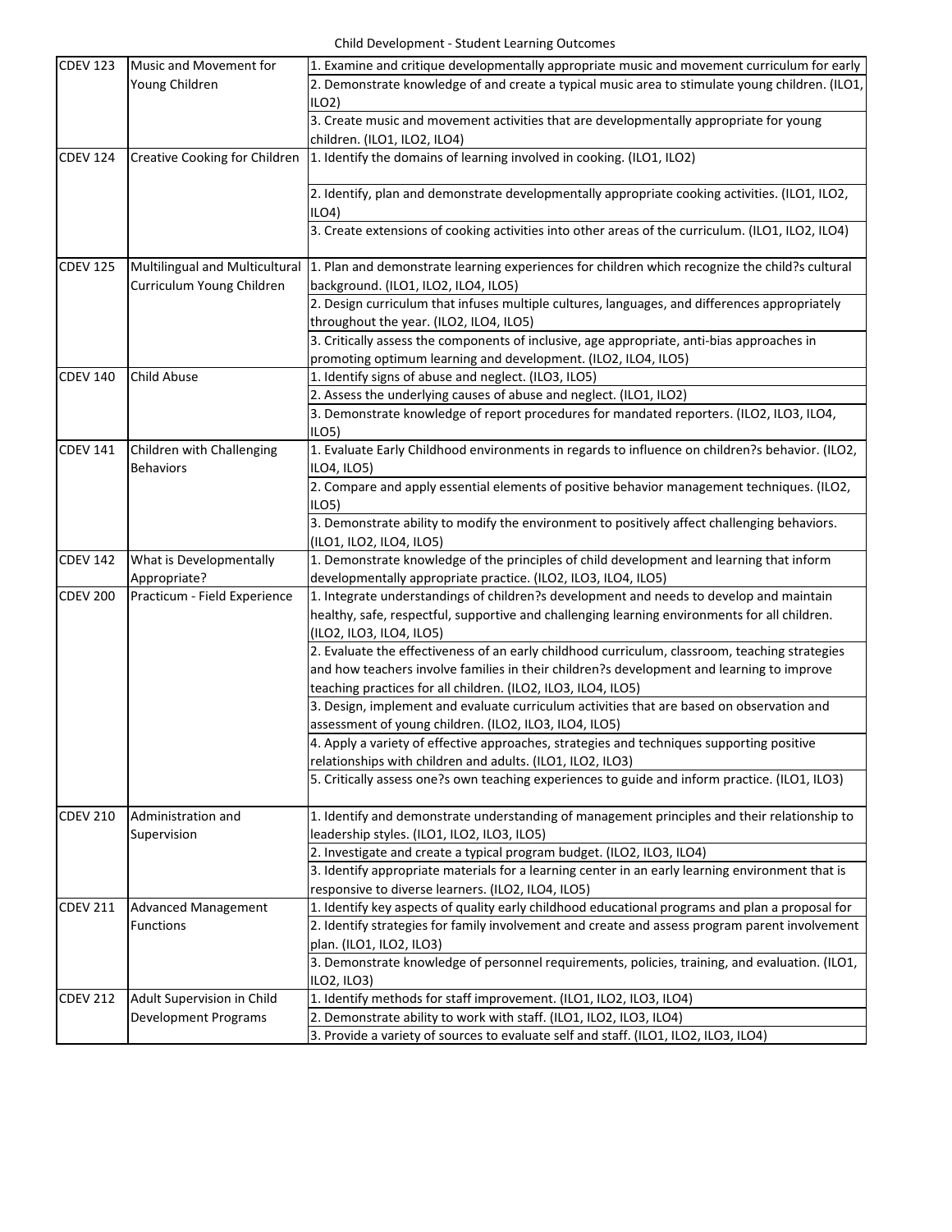| CDEV 123 | Music and Movement for Young Children | 1. Examine and critique developmentally appropriate music and movement curriculum for early |
|---|---|---|
| | | 2. Demonstrate knowledge of and create a typical music area to stimulate young children. (ILO1, ILO2) |
| | | 3. Create music and movement activities that are developmentally appropriate for young children. (ILO1, ILO2, ILO4) |
| CDEV 124 | Creative Cooking for Children | 1. Identify the domains of learning involved in cooking. (ILO1, ILO2) |
| | | 2. Identify, plan and demonstrate developmentally appropriate cooking activities. (ILO1, ILO2, ILO4) |
| | | 3. Create extensions of cooking activities into other areas of the curriculum. (ILO1, ILO2, ILO4) |
| CDEV 125 | Multilingual and Multicultural Curriculum Young Children | 1. Plan and demonstrate learning experiences for children which recognize the child?s cultural background. (ILO1, ILO2, ILO4, ILO5) |
| | | 2. Design curriculum that infuses multiple cultures, languages, and differences appropriately throughout the year. (ILO2, ILO4, ILO5) |
| | | 3. Critically assess the components of inclusive, age appropriate, anti-bias approaches in promoting optimum learning and development. (ILO2, ILO4, ILO5) |
| CDEV 140 | Child Abuse | 1. Identify signs of abuse and neglect. (ILO3, ILO5) |
| | | 2. Assess the underlying causes of abuse and neglect. (ILO1, ILO2) |
| | | 3. Demonstrate knowledge of report procedures for mandated reporters. (ILO2, ILO3, ILO4, ILO5) |
| CDEV 141 | Children with Challenging Behaviors | 1. Evaluate Early Childhood environments in regards to influence on children?s behavior. (ILO2, ILO4, ILO5) |
| | | 2. Compare and apply essential elements of positive behavior management techniques. (ILO2, ILO5) |
| | | 3. Demonstrate ability to modify the environment to positively affect challenging behaviors. (ILO1, ILO2, ILO4, ILO5) |
| CDEV 142 | What is Developmentally Appropriate? | 1. Demonstrate knowledge of the principles of child development and learning that inform developmentally appropriate practice. (ILO2, ILO3, ILO4, ILO5) |
| CDEV 200 | Practicum - Field Experience | 1. Integrate understandings of children?s development and needs to develop and maintain healthy, safe, respectful, supportive and challenging learning environments for all children. (ILO2, ILO3, ILO4, ILO5) |
| | | 2. Evaluate the effectiveness of an early childhood curriculum, classroom, teaching strategies and how teachers involve families in their children?s development and learning to improve teaching practices for all children. (ILO2, ILO3, ILO4, ILO5) |
| | | 3. Design, implement and evaluate curriculum activities that are based on observation and assessment of young children. (ILO2, ILO3, ILO4, ILO5) |
| | | 4. Apply a variety of effective approaches, strategies and techniques supporting positive relationships with children and adults. (ILO1, ILO2, ILO3) |
| | | 5. Critically assess one?s own teaching experiences to guide and inform practice. (ILO1, ILO3) |
| CDEV 210 | Administration and Supervision | 1. Identify and demonstrate understanding of management principles and their relationship to leadership styles. (ILO1, ILO2, ILO3, ILO5) |
| | | 2. Investigate and create a typical program budget. (ILO2, ILO3, ILO4) |
| | | 3. Identify appropriate materials for a learning center in an early learning environment that is responsive to diverse learners. (ILO2, ILO4, ILO5) |
| CDEV 211 | Advanced Management Functions | 1. Identify key aspects of quality early childhood educational programs and plan a proposal for |
| | | 2. Identify strategies for family involvement and create and assess program parent involvement plan. (ILO1, ILO2, ILO3) |
| | | 3. Demonstrate knowledge of personnel requirements, policies, training, and evaluation. (ILO1, ILO2, ILO3) |
| CDEV 212 | Adult Supervision in Child Development Programs | 1. Identify methods for staff improvement. (ILO1, ILO2, ILO3, ILO4) |
| | | 2. Demonstrate ability to work with staff. (ILO1, ILO2, ILO3, ILO4) |
| | | 3. Provide a variety of sources to evaluate self and staff. (ILO1, ILO2, ILO3, ILO4) |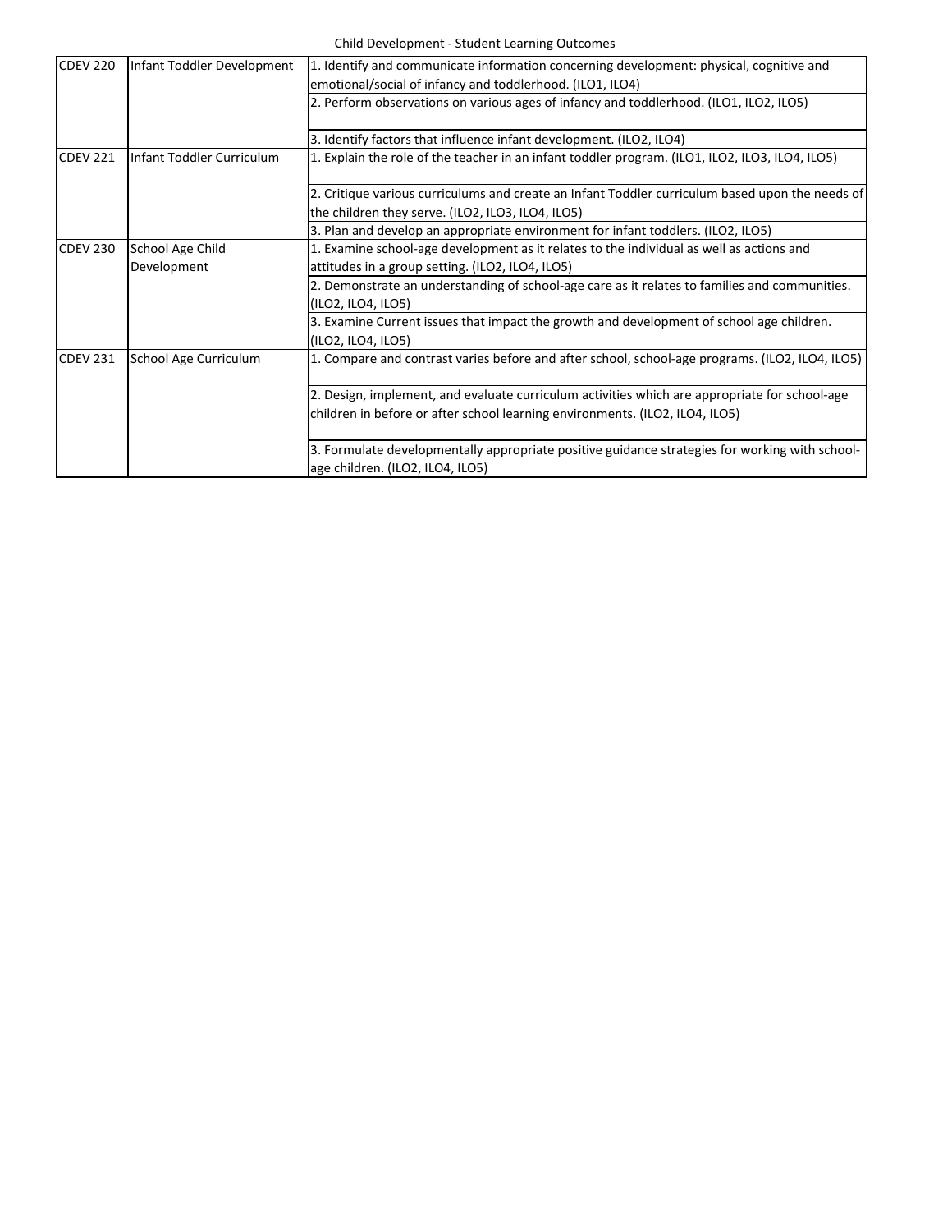Child Development - Student Learning Outcomes

| | | |
|---|---|---|
| CDEV 220 | Infant Toddler Development | 1. Identify and communicate information concerning development: physical, cognitive and emotional/social of infancy and toddlerhood. (ILO1, ILO4) |
| | | 2. Perform observations on various ages of infancy and toddlerhood. (ILO1, ILO2, ILO5) |
| | | 3. Identify factors that influence infant development. (ILO2, ILO4) |
| CDEV 221 | Infant Toddler Curriculum | 1. Explain the role of the teacher in an infant toddler program. (ILO1, ILO2, ILO3, ILO4, ILO5) |
| | | 2. Critique various curriculums and create an Infant Toddler curriculum based upon the needs of the children they serve. (ILO2, ILO3, ILO4, ILO5) |
| | | 3. Plan and develop an appropriate environment for infant toddlers. (ILO2, ILO5) |
| CDEV 230 | School Age Child Development | 1. Examine school-age development as it relates to the individual as well as actions and attitudes in a group setting. (ILO2, ILO4, ILO5) |
| | | 2. Demonstrate an understanding of school-age care as it relates to families and communities. (ILO2, ILO4, ILO5) |
| | | 3. Examine Current issues that impact the growth and development of school age children. (ILO2, ILO4, ILO5) |
| CDEV 231 | School Age Curriculum | 1. Compare and contrast varies before and after school, school-age programs. (ILO2, ILO4, ILO5) |
| | | 2. Design, implement, and evaluate curriculum activities which are appropriate for school-age children in before or after school learning environments. (ILO2, ILO4, ILO5) |
| | | 3. Formulate developmentally appropriate positive guidance strategies for working with school-age children. (ILO2, ILO4, ILO5) |